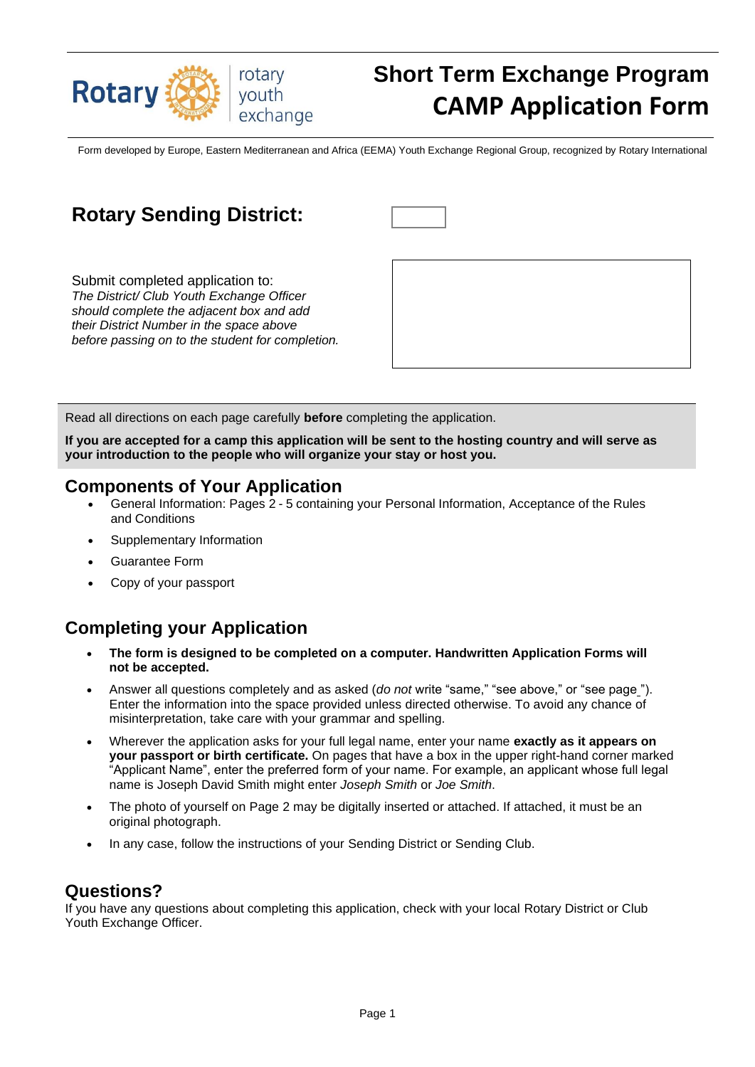Rotary | rotary youth exchange

# Short Term Exchange Program CAMP Application Form

Form developed by Europe, Eastern Mediterranean and Africa (EEMA) Youth Exchange Regional Group, recognized by Rotary International

## Rotary Sending District:

Submit completed application to:
*The District/ Club Youth Exchange Officer should complete the adjacent box and add their District Number in the space above before passing on to the student for completion.*

Read all directions on each page carefully **before** completing the application.

**If you are accepted for a camp this application will be sent to the hosting country and will serve as your introduction to the people who will organize your stay or host you.**

## Components of Your Application

- General Information: Pages 2 - 5 containing your Personal Information, Acceptance of the Rules and Conditions
- Supplementary Information
- Guarantee Form
- Copy of your passport

## Completing your Application

- **The form is designed to be completed on a computer. Handwritten Application Forms will not be accepted.**
- Answer all questions completely and as asked (*do not* write "same," "see above," or "see page_"). Enter the information into the space provided unless directed otherwise. To avoid any chance of misinterpretation, take care with your grammar and spelling.
- Wherever the application asks for your full legal name, enter your name **exactly as it appears on your passport or birth certificate.** On pages that have a box in the upper right-hand corner marked "Applicant Name", enter the preferred form of your name. For example, an applicant whose full legal name is Joseph David Smith might enter *Joseph Smith* or *Joe Smith*.
- The photo of yourself on Page 2 may be digitally inserted or attached. If attached, it must be an original photograph.
- In any case, follow the instructions of your Sending District or Sending Club.

## Questions?

If you have any questions about completing this application, check with your local Rotary District or Club Youth Exchange Officer.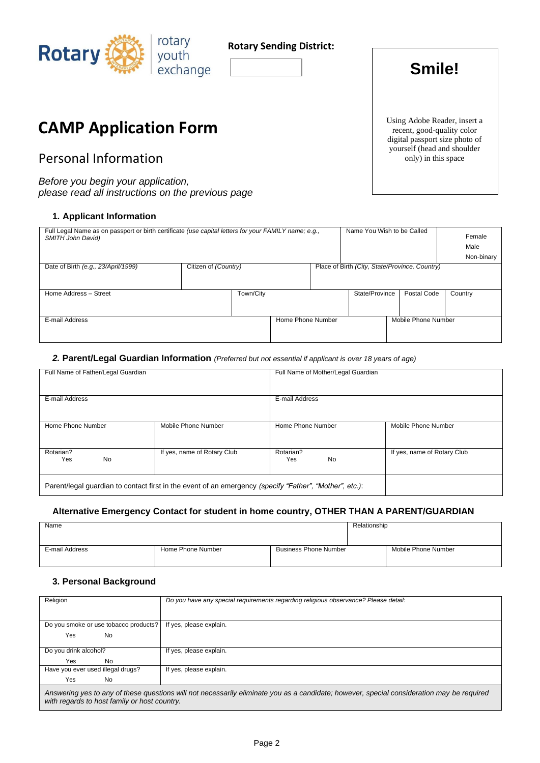Rotary | rotary youth exchange

**Rotary Sending District:**

| Smile! |
|---|
| Using Adobe Reader, insert a recent, good-quality color digital passport size photo of yourself (head and shoulder only) in this space |

# CAMP Application Form

## Personal Information

*Before you begin your application,*
*please read all instructions on the previous page*

### 1. Applicant Information

| Full Legal Name as on passport or birth certificate *(use capital letters for your FAMILY name; e.g., SMITH John David)* | | Name You Wish to be Called | Female / Male / Non-binary |
|---|---|---|---|
| Date of Birth *(e.g., 23/April/1999)* | Citizen of *(Country)* | Place of Birth *(City, State/Province, Country)* | |

| Home Address – Street | Town/City | State/Province | Postal Code | Country |
|---|---|---|---|---|
| | | | | |

| E-mail Address | Home Phone Number | Mobile Phone Number |
|---|---|---|
| | | |

### *2.* Parent/Legal Guardian Information *(Preferred but not essential if applicant is over 18 years of age)*

| Full Name of Father/Legal Guardian | | Full Name of Mother/Legal Guardian | |
|---|---|---|---|
| E-mail Address | | E-mail Address | |
| Home Phone Number | Mobile Phone Number | Home Phone Number | Mobile Phone Number |
| Rotarian? Yes No | If yes, name of Rotary Club | Rotarian? Yes No | If yes, name of Rotary Club |
| Parent/legal guardian to contact first in the event of an emergency *(specify "Father", "Mother", etc.)*: | | | |

### Alternative Emergency Contact for student in home country, OTHER THAN A PARENT/GUARDIAN

| Name | | | Relationship |
|---|---|---|---|
| E-mail Address | Home Phone Number | Business Phone Number | Mobile Phone Number |

### 3. Personal Background

| Religion | *Do you have any special requirements regarding religious observance? Please detail:* |
|---|---|
| Do you smoke or use tobacco products? Yes No | If yes, please explain. |
| Do you drink alcohol? Yes No | If yes, please explain. |
| Have you ever used illegal drugs? Yes No | If yes, please explain. |

*Answering yes to any of these questions will not necessarily eliminate you as a candidate; however, special consideration may be required with regards to host family or host country.*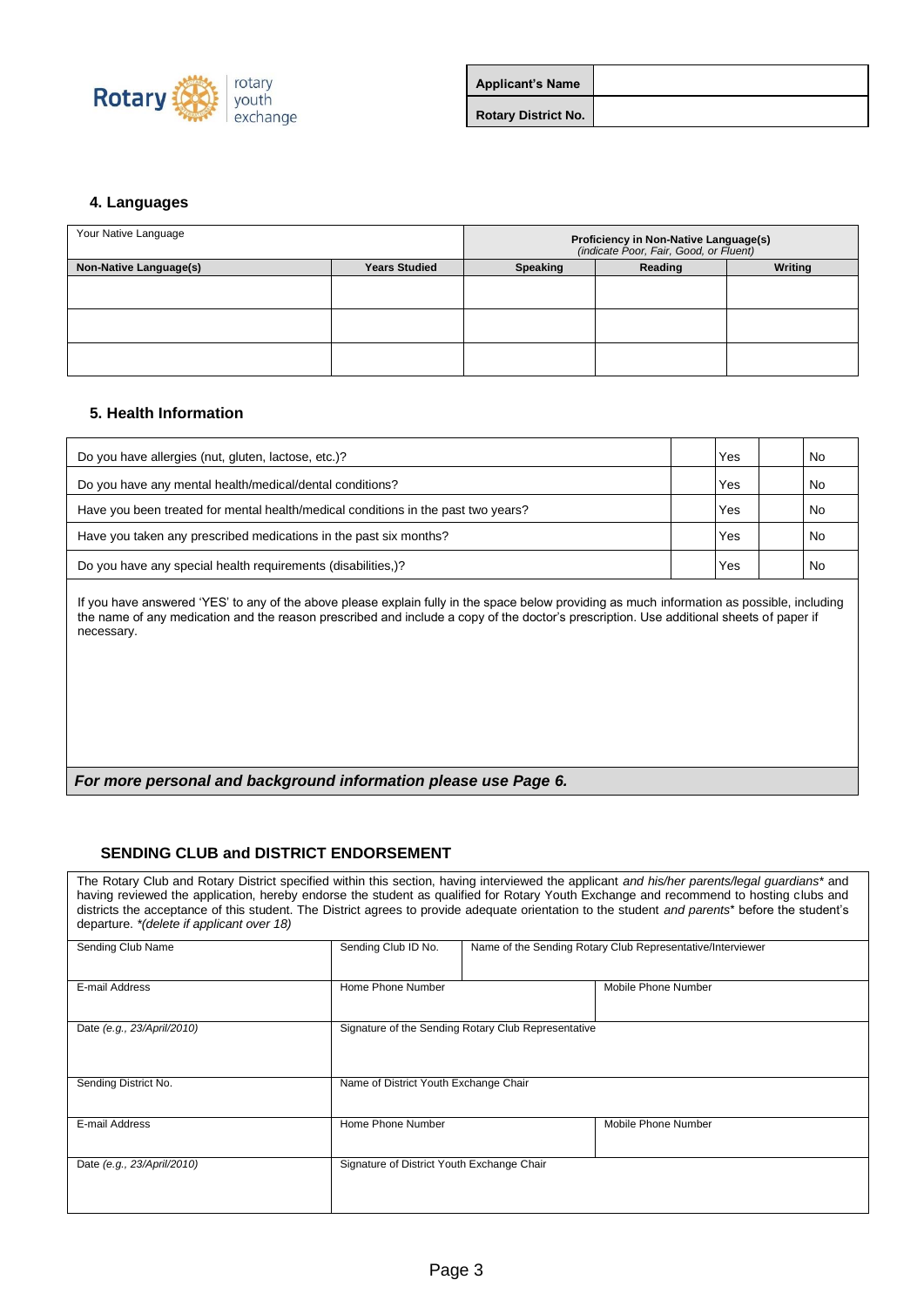| Applicant's Name | |
|---|---|
| Rotary District No. | |

#### 4. Languages

| Your Native Language | | Proficiency in Non-Native Language(s) *(indicate Poor, Fair, Good, or Fluent)* | | |
|---|---|---|---|---|
| **Non-Native Language(s)** | **Years Studied** | **Speaking** | **Reading** | **Writing** |
| | | | | |
| | | | | |
| | | | | |

#### 5. Health Information

| | | | | |
|---|---|---|---|---|
| Do you have allergies (nut, gluten, lactose, etc.)? | | Yes | | No |
| Do you have any mental health/medical/dental conditions? | | Yes | | No |
| Have you been treated for mental health/medical conditions in the past two years? | | Yes | | No |
| Have you taken any prescribed medications in the past six months? | | Yes | | No |
| Do you have any special health requirements (disabilities,)? | | Yes | | No |

If you have answered 'YES' to any of the above please explain fully in the space below providing as much information as possible, including the name of any medication and the reason prescribed and include a copy of the doctor's prescription. Use additional sheets of paper if necessary.

***For more personal and background information please use Page 6.***

#### SENDING CLUB and DISTRICT ENDORSEMENT

The Rotary Club and Rotary District specified within this section, having interviewed the applicant *and his/her parents/legal guardians** and having reviewed the application, hereby endorse the student as qualified for Rotary Youth Exchange and recommend to hosting clubs and districts the acceptance of this student. The District agrees to provide adequate orientation to the student *and parents** before the student's departure. *\*(delete if applicant over 18)*

| | | | |
|---|---|---|---|
| Sending Club Name | Sending Club ID No. | Name of the Sending Rotary Club Representative/Interviewer | |
| E-mail Address | Home Phone Number | | Mobile Phone Number |
| Date *(e.g., 23/April/2010)* | Signature of the Sending Rotary Club Representative | | |
| Sending District No. | Name of District Youth Exchange Chair | | |
| E-mail Address | Home Phone Number | | Mobile Phone Number |
| Date *(e.g., 23/April/2010)* | Signature of District Youth Exchange Chair | | |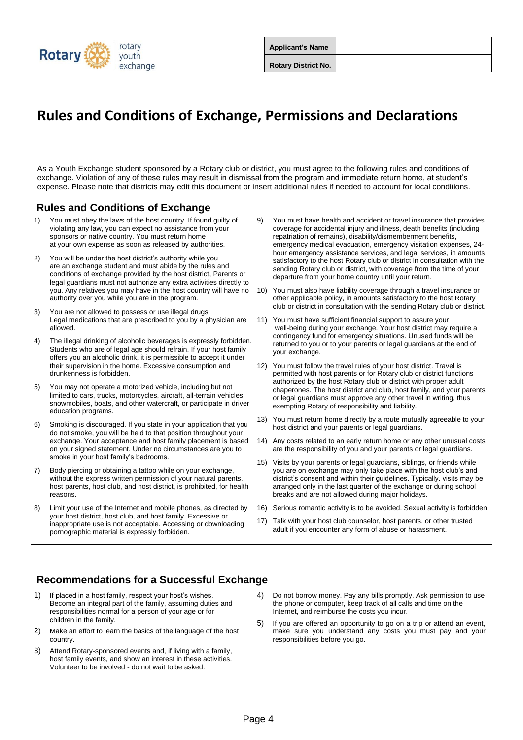| Applicant's Name | |
|---|---|
| Rotary District No. | |

# Rules and Conditions of Exchange, Permissions and Declarations

As a Youth Exchange student sponsored by a Rotary club or district, you must agree to the following rules and conditions of exchange. Violation of any of these rules may result in dismissal from the program and immediate return home, at student's expense. Please note that districts may edit this document or insert additional rules if needed to account for local conditions.

## Rules and Conditions of Exchange

1) You must obey the laws of the host country. If found guilty of violating any law, you can expect no assistance from your sponsors or native country. You must return home at your own expense as soon as released by authorities.
2) You will be under the host district's authority while you are an exchange student and must abide by the rules and conditions of exchange provided by the host district, Parents or legal guardians must not authorize any extra activities directly to you. Any relatives you may have in the host country will have no authority over you while you are in the program.
3) You are not allowed to possess or use illegal drugs. Legal medications that are prescribed to you by a physician are allowed.
4) The illegal drinking of alcoholic beverages is expressly forbidden. Students who are of legal age should refrain. If your host family offers you an alcoholic drink, it is permissible to accept it under their supervision in the home. Excessive consumption and drunkenness is forbidden.
5) You may not operate a motorized vehicle, including but not limited to cars, trucks, motorcycles, aircraft, all-terrain vehicles, snowmobiles, boats, and other watercraft, or participate in driver education programs.
6) Smoking is discouraged. If you state in your application that you do not smoke, you will be held to that position throughout your exchange. Your acceptance and host family placement is based on your signed statement. Under no circumstances are you to smoke in your host family's bedrooms.
7) Body piercing or obtaining a tattoo while on your exchange, without the express written permission of your natural parents, host parents, host club, and host district, is prohibited, for health reasons.
8) Limit your use of the Internet and mobile phones, as directed by your host district, host club, and host family. Excessive or inappropriate use is not acceptable. Accessing or downloading pornographic material is expressly forbidden.
9) You must have health and accident or travel insurance that provides coverage for accidental injury and illness, death benefits (including repatriation of remains), disability/dismemberment benefits, emergency medical evacuation, emergency visitation expenses, 24-hour emergency assistance services, and legal services, in amounts satisfactory to the host Rotary club or district in consultation with the sending Rotary club or district, with coverage from the time of your departure from your home country until your return.
10) You must also have liability coverage through a travel insurance or other applicable policy, in amounts satisfactory to the host Rotary club or district in consultation with the sending Rotary club or district.
11) You must have sufficient financial support to assure your well-being during your exchange. Your host district may require a contingency fund for emergency situations. Unused funds will be returned to you or to your parents or legal guardians at the end of your exchange.
12) You must follow the travel rules of your host district. Travel is permitted with host parents or for Rotary club or district functions authorized by the host Rotary club or district with proper adult chaperones. The host district and club, host family, and your parents or legal guardians must approve any other travel in writing, thus exempting Rotary of responsibility and liability.
13) You must return home directly by a route mutually agreeable to your host district and your parents or legal guardians.
14) Any costs related to an early return home or any other unusual costs are the responsibility of you and your parents or legal guardians.
15) Visits by your parents or legal guardians, siblings, or friends while you are on exchange may only take place with the host club's and district's consent and within their guidelines. Typically, visits may be arranged only in the last quarter of the exchange or during school breaks and are not allowed during major holidays.
16) Serious romantic activity is to be avoided. Sexual activity is forbidden.
17) Talk with your host club counselor, host parents, or other trusted adult if you encounter any form of abuse or harassment.

## Recommendations for a Successful Exchange

1) If placed in a host family, respect your host's wishes. Become an integral part of the family, assuming duties and responsibilities normal for a person of your age or for children in the family.
2) Make an effort to learn the basics of the language of the host country.
3) Attend Rotary-sponsored events and, if living with a family, host family events, and show an interest in these activities. Volunteer to be involved - do not wait to be asked.
4) Do not borrow money. Pay any bills promptly. Ask permission to use the phone or computer, keep track of all calls and time on the Internet, and reimburse the costs you incur.
5) If you are offered an opportunity to go on a trip or attend an event, make sure you understand any costs you must pay and your responsibilities before you go.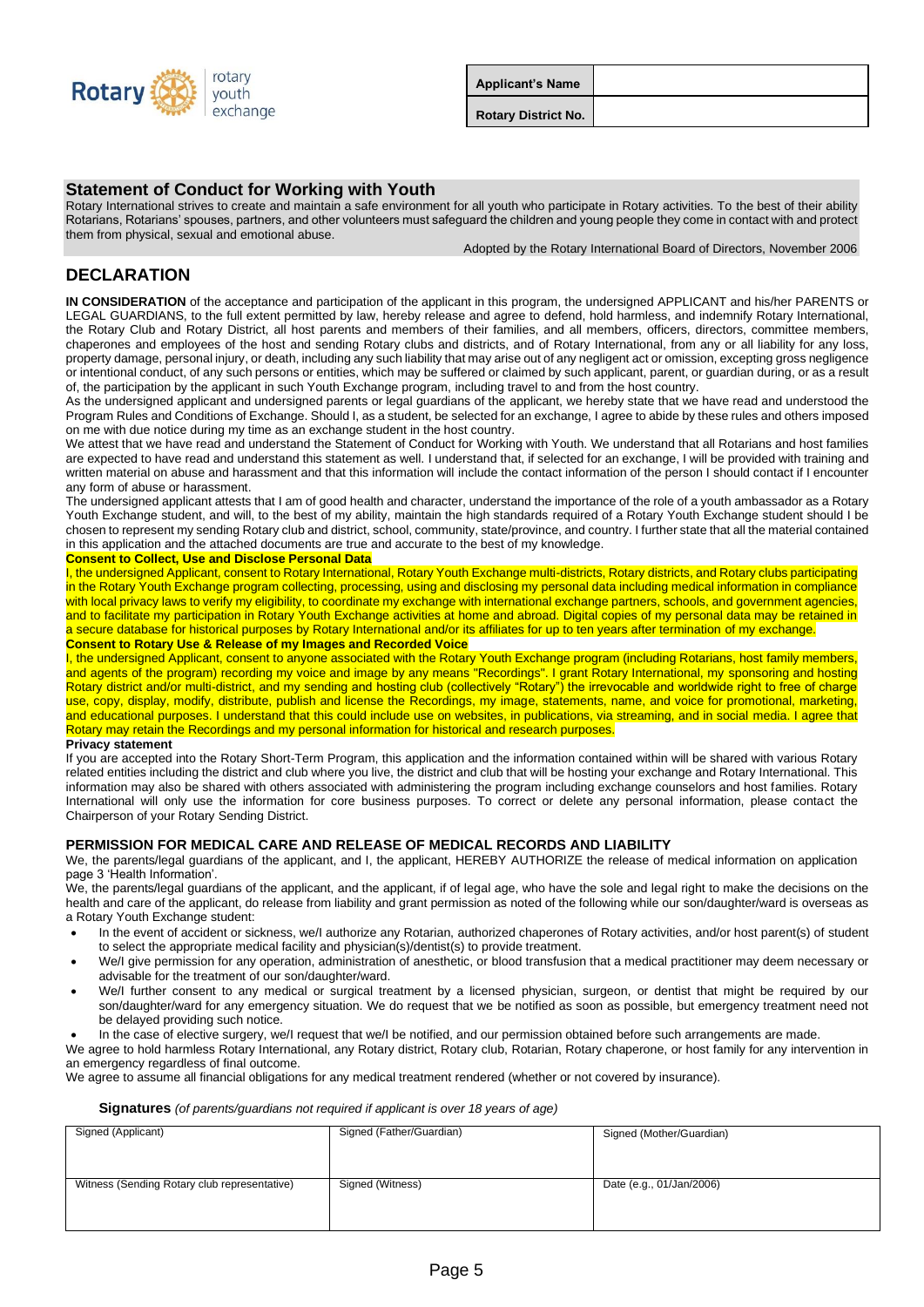| Applicant's Name | |
|---|---|
| Rotary District No. | |

## Statement of Conduct for Working with Youth

Rotary International strives to create and maintain a safe environment for all youth who participate in Rotary activities. To the best of their ability Rotarians, Rotarians' spouses, partners, and other volunteers must safeguard the children and young people they come in contact with and protect them from physical, sexual and emotional abuse.

Adopted by the Rotary International Board of Directors, November 2006

## DECLARATION

**IN CONSIDERATION** of the acceptance and participation of the applicant in this program, the undersigned APPLICANT and his/her PARENTS or LEGAL GUARDIANS, to the full extent permitted by law, hereby release and agree to defend, hold harmless, and indemnify Rotary International, the Rotary Club and Rotary District, all host parents and members of their families, and all members, officers, directors, committee members, chaperones and employees of the host and sending Rotary clubs and districts, and of Rotary International, from any or all liability for any loss, property damage, personal injury, or death, including any such liability that may arise out of any negligent act or omission, excepting gross negligence or intentional conduct, of any such persons or entities, which may be suffered or claimed by such applicant, parent, or guardian during, or as a result of, the participation by the applicant in such Youth Exchange program, including travel to and from the host country.

As the undersigned applicant and undersigned parents or legal guardians of the applicant, we hereby state that we have read and understood the Program Rules and Conditions of Exchange. Should I, as a student, be selected for an exchange, I agree to abide by these rules and others imposed on me with due notice during my time as an exchange student in the host country.

We attest that we have read and understand the Statement of Conduct for Working with Youth. We understand that all Rotarians and host families are expected to have read and understand this statement as well. I understand that, if selected for an exchange, I will be provided with training and written material on abuse and harassment and that this information will include the contact information of the person I should contact if I encounter any form of abuse or harassment.

The undersigned applicant attests that I am of good health and character, understand the importance of the role of a youth ambassador as a Rotary Youth Exchange student, and will, to the best of my ability, maintain the high standards required of a Rotary Youth Exchange student should I be chosen to represent my sending Rotary club and district, school, community, state/province, and country. I further state that all the material contained in this application and the attached documents are true and accurate to the best of my knowledge.

**Consent to Collect, Use and Disclose Personal Data**

I, the undersigned Applicant, consent to Rotary International, Rotary Youth Exchange multi-districts, Rotary districts, and Rotary clubs participating in the Rotary Youth Exchange program collecting, processing, using and disclosing my personal data including medical information in compliance with local privacy laws to verify my eligibility, to coordinate my exchange with international exchange partners, schools, and government agencies, and to facilitate my participation in Rotary Youth Exchange activities at home and abroad. Digital copies of my personal data may be retained in a secure database for historical purposes by Rotary International and/or its affiliates for up to ten years after termination of my exchange.

**Consent to Rotary Use & Release of my Images and Recorded Voice**

I, the undersigned Applicant, consent to anyone associated with the Rotary Youth Exchange program (including Rotarians, host family members, and agents of the program) recording my voice and image by any means "Recordings". I grant Rotary International, my sponsoring and hosting Rotary district and/or multi-district, and my sending and hosting club (collectively "Rotary") the irrevocable and worldwide right to free of charge use, copy, display, modify, distribute, publish and license the Recordings, my image, statements, name, and voice for promotional, marketing, and educational purposes. I understand that this could include use on websites, in publications, via streaming, and in social media. I agree that Rotary may retain the Recordings and my personal information for historical and research purposes.

**Privacy statement**

If you are accepted into the Rotary Short-Term Program, this application and the information contained within will be shared with various Rotary related entities including the district and club where you live, the district and club that will be hosting your exchange and Rotary International. This information may also be shared with others associated with administering the program including exchange counselors and host families. Rotary International will only use the information for core business purposes. To correct or delete any personal information, please contact the Chairperson of your Rotary Sending District.

### PERMISSION FOR MEDICAL CARE AND RELEASE OF MEDICAL RECORDS AND LIABILITY

We, the parents/legal guardians of the applicant, and I, the applicant, HEREBY AUTHORIZE the release of medical information on application page 3 'Health Information'.

We, the parents/legal guardians of the applicant, and the applicant, if of legal age, who have the sole and legal right to make the decisions on the health and care of the applicant, do release from liability and grant permission as noted of the following while our son/daughter/ward is overseas as a Rotary Youth Exchange student:

- In the event of accident or sickness, we/I authorize any Rotarian, authorized chaperones of Rotary activities, and/or host parent(s) of student to select the appropriate medical facility and physician(s)/dentist(s) to provide treatment.
- We/I give permission for any operation, administration of anesthetic, or blood transfusion that a medical practitioner may deem necessary or advisable for the treatment of our son/daughter/ward.
- We/I further consent to any medical or surgical treatment by a licensed physician, surgeon, or dentist that might be required by our son/daughter/ward for any emergency situation. We do request that we be notified as soon as possible, but emergency treatment need not be delayed providing such notice.
- In the case of elective surgery, we/I request that we/I be notified, and our permission obtained before such arrangements are made.

We agree to hold harmless Rotary International, any Rotary district, Rotary club, Rotarian, Rotary chaperone, or host family for any intervention in an emergency regardless of final outcome.

We agree to assume all financial obligations for any medical treatment rendered (whether or not covered by insurance).

**Signatures** *(of parents/guardians not required if applicant is over 18 years of age)*

| Signed (Applicant) | Signed (Father/Guardian) | Signed (Mother/Guardian) |
|---|---|---|
| Witness (Sending Rotary club representative) | Signed (Witness) | Date (e.g., 01/Jan/2006) |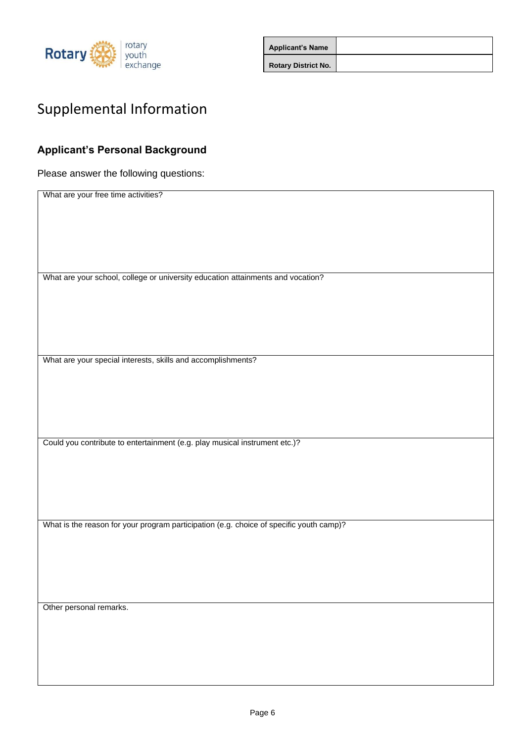| Applicant's Name | |
|---|---|
| Rotary District No. | |

# Supplemental Information

## Applicant's Personal Background

Please answer the following questions:

| What are your free time activities? |
|---|
| What are your school, college or university education attainments and vocation? |
| What are your special interests, skills and accomplishments? |
| Could you contribute to entertainment (e.g. play musical instrument etc.)? |
| What is the reason for your program participation (e.g. choice of specific youth camp)? |
| Other personal remarks. |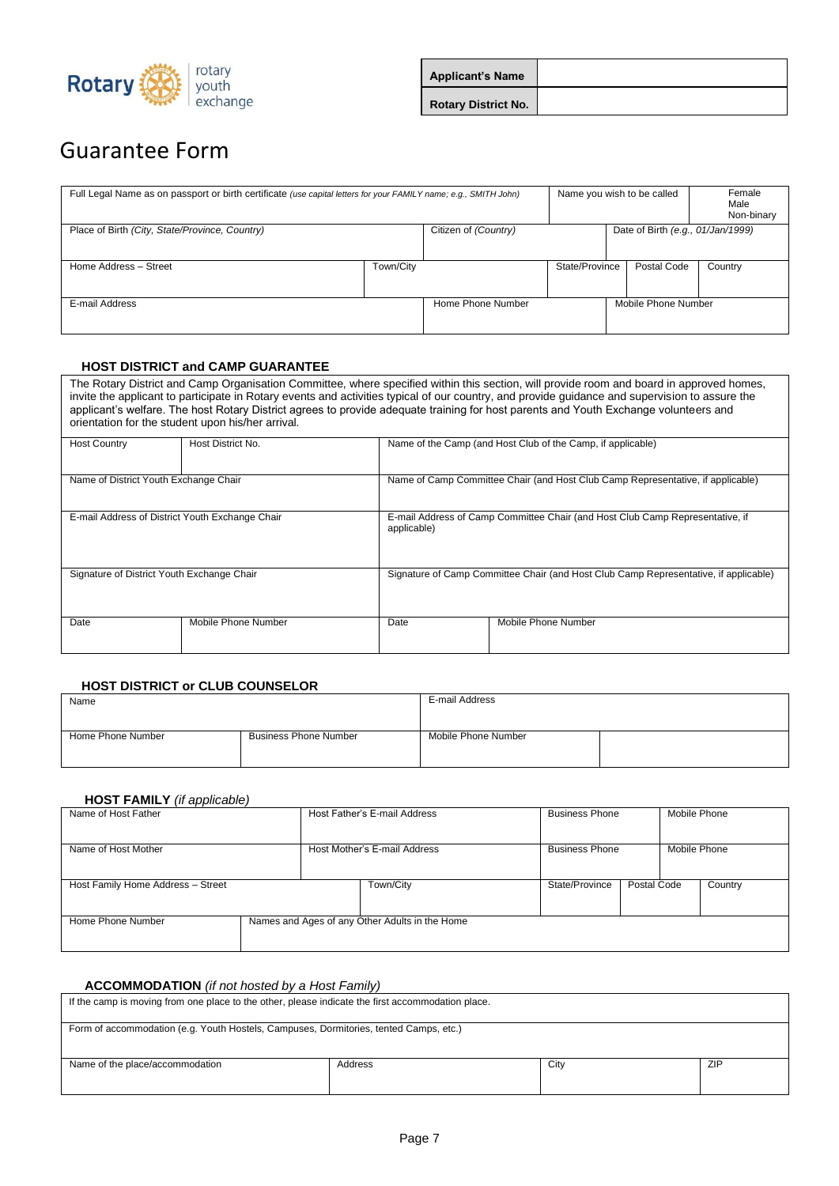Rotary rotary youth exchange

| Applicant's Name | |
|---|---|
| **Rotary District No.** | |

# Guarantee Form

| | | | | | | |
|---|---|---|---|---|---|---|
| Full Legal Name as on passport or birth certificate *(use capital letters for your FAMILY name; e.g., SMITH John)* | | | | Name you wish to be called | | Female Male Non-binary |
| Place of Birth *(City, State/Province, Country)* | | Citizen of *(Country)* | | Date of Birth *(e.g., 01/Jan/1999)* | | |
| Home Address – Street | Town/City | | State/Province | Postal Code | Country | |
| E-mail Address | | Home Phone Number | | Mobile Phone Number | | |

### HOST DISTRICT and CAMP GUARANTEE

The Rotary District and Camp Organisation Committee, where specified within this section, will provide room and board in approved homes, invite the applicant to participate in Rotary events and activities typical of our country, and provide guidance and supervision to assure the applicant's welfare. The host Rotary District agrees to provide adequate training for host parents and Youth Exchange volunteers and orientation for the student upon his/her arrival.

| | | | |
|---|---|---|---|
| Host Country | Host District No. | Name of the Camp (and Host Club of the Camp, if applicable) | |
| Name of District Youth Exchange Chair | | Name of Camp Committee Chair (and Host Club Camp Representative, if applicable) | |
| E-mail Address of District Youth Exchange Chair | | E-mail Address of Camp Committee Chair (and Host Club Camp Representative, if applicable) | |
| Signature of District Youth Exchange Chair | | Signature of Camp Committee Chair (and Host Club Camp Representative, if applicable) | |
| Date | Mobile Phone Number | Date | Mobile Phone Number |

### HOST DISTRICT or CLUB COUNSELOR

| | | | |
|---|---|---|---|
| Name | | E-mail Address | |
| Home Phone Number | Business Phone Number | Mobile Phone Number | |

### HOST FAMILY *(if applicable)*

| | | | | | |
|---|---|---|---|---|---|
| Name of Host Father | Host Father's E-mail Address | | Business Phone | | Mobile Phone |
| Name of Host Mother | Host Mother's E-mail Address | | Business Phone | | Mobile Phone |
| Host Family Home Address – Street | | Town/City | State/Province | Postal Code | Country |
| Home Phone Number | Names and Ages of any Other Adults in the Home | | | | |

### ACCOMMODATION *(if not hosted by a Host Family)*

| | | | |
|---|---|---|---|
| If the camp is moving from one place to the other, please indicate the first accommodation place. | | | |
| Form of accommodation (e.g. Youth Hostels, Campuses, Dormitories, tented Camps, etc.) | | | |
| Name of the place/accommodation | Address | City | ZIP |